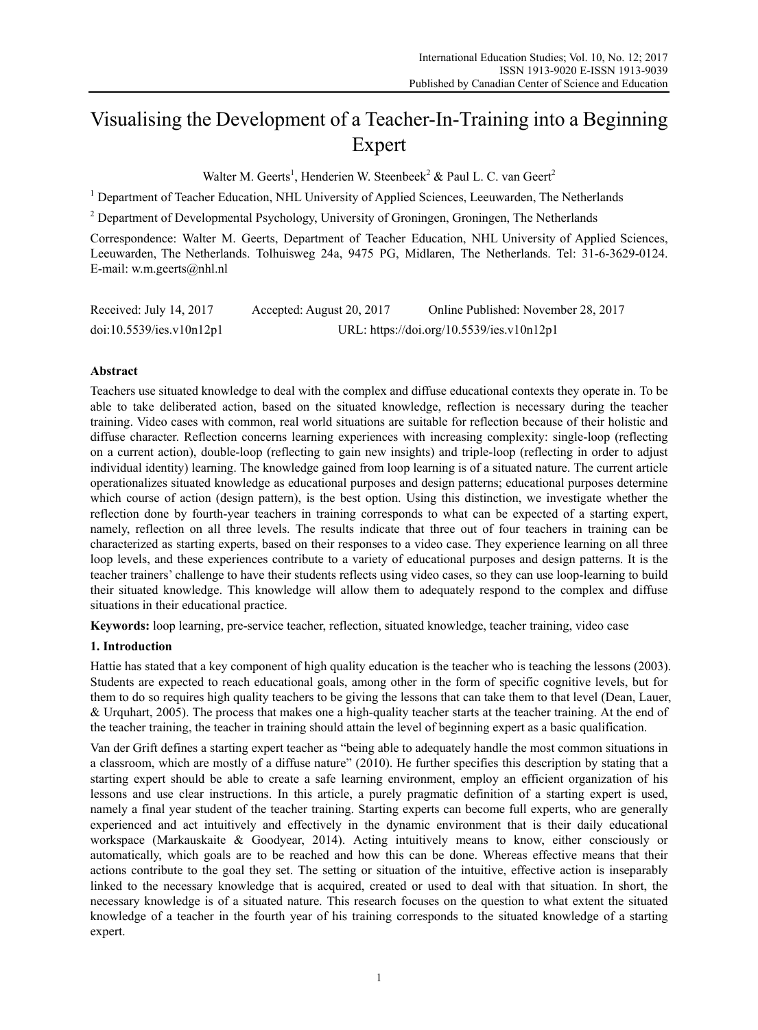# Visualising the Development of a Teacher-In-Training into a Beginning Expert

Walter M. Geerts[1], Henderien W. Steenbeek[2] & Paul L. C. van Geert[2]

[1] Department of Teacher Education, NHL University of Applied Sciences, Leeuwarden, The Netherlands

[2] Department of Developmental Psychology, University of Groningen, Groningen, The Netherlands

Correspondence: Walter M. Geerts, Department of Teacher Education, NHL University of Applied Sciences, Leeuwarden, The Netherlands. Tolhuisweg 24a, 9475 PG, Midlaren, The Netherlands. Tel: 31-6-3629-0124. E-mail: w.m.geerts@nhl.nl

Received: July 14, 2017 Accepted: August 20, 2017 Online Published: November 28, 2017

doi:10.5539/ies.v10n12p1 URL: https://doi.org/10.5539/ies.v10n12p1

## Abstract

Teachers use situated knowledge to deal with the complex and diffuse educational contexts they operate in. To be able to take deliberated action, based on the situated knowledge, reflection is necessary during the teacher training. Video cases with common, real world situations are suitable for reflection because of their holistic and diffuse character. Reflection concerns learning experiences with increasing complexity: single-loop (reflecting on a current action), double-loop (reflecting to gain new insights) and triple-loop (reflecting in order to adjust individual identity) learning. The knowledge gained from loop learning is of a situated nature. The current article operationalizes situated knowledge as educational purposes and design patterns; educational purposes determine which course of action (design pattern), is the best option. Using this distinction, we investigate whether the reflection done by fourth-year teachers in training corresponds to what can be expected of a starting expert, namely, reflection on all three levels. The results indicate that three out of four teachers in training can be characterized as starting experts, based on their responses to a video case. They experience learning on all three loop levels, and these experiences contribute to a variety of educational purposes and design patterns. It is the teacher trainers' challenge to have their students reflects using video cases, so they can use loop-learning to build their situated knowledge. This knowledge will allow them to adequately respond to the complex and diffuse situations in their educational practice.

**Keywords:** loop learning, pre-service teacher, reflection, situated knowledge, teacher training, video case

## 1. Introduction

Hattie has stated that a key component of high quality education is the teacher who is teaching the lessons (2003). Students are expected to reach educational goals, among other in the form of specific cognitive levels, but for them to do so requires high quality teachers to be giving the lessons that can take them to that level (Dean, Lauer, & Urquhart, 2005). The process that makes one a high-quality teacher starts at the teacher training. At the end of the teacher training, the teacher in training should attain the level of beginning expert as a basic qualification.

Van der Grift defines a starting expert teacher as "being able to adequately handle the most common situations in a classroom, which are mostly of a diffuse nature" (2010). He further specifies this description by stating that a starting expert should be able to create a safe learning environment, employ an efficient organization of his lessons and use clear instructions. In this article, a purely pragmatic definition of a starting expert is used, namely a final year student of the teacher training. Starting experts can become full experts, who are generally experienced and act intuitively and effectively in the dynamic environment that is their daily educational workspace (Markauskaite & Goodyear, 2014). Acting intuitively means to know, either consciously or automatically, which goals are to be reached and how this can be done. Whereas effective means that their actions contribute to the goal they set. The setting or situation of the intuitive, effective action is inseparably linked to the necessary knowledge that is acquired, created or used to deal with that situation. In short, the necessary knowledge is of a situated nature. This research focuses on the question to what extent the situated knowledge of a teacher in the fourth year of his training corresponds to the situated knowledge of a starting expert.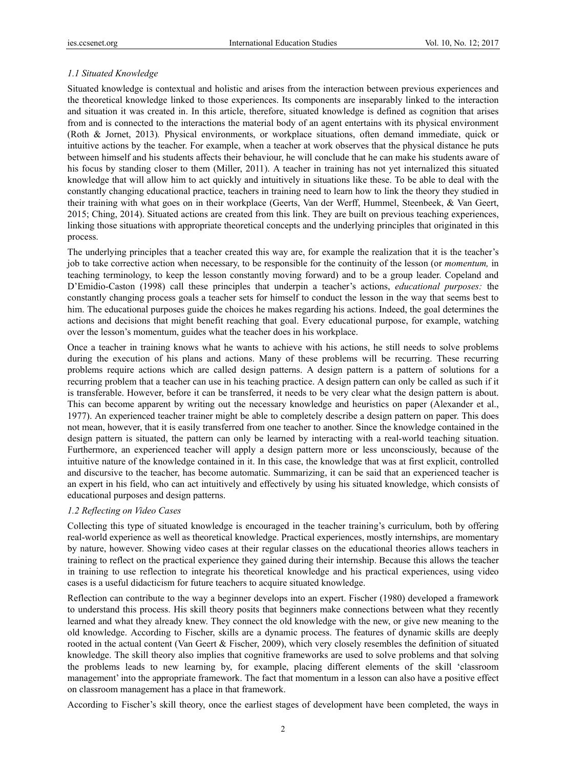### *1.1 Situated Knowledge*

Situated knowledge is contextual and holistic and arises from the interaction between previous experiences and the theoretical knowledge linked to those experiences. Its components are inseparably linked to the interaction and situation it was created in. In this article, therefore, situated knowledge is defined as cognition that arises from and is connected to the interactions the material body of an agent entertains with its physical environment (Roth & Jornet, 2013). Physical environments, or workplace situations, often demand immediate, quick or intuitive actions by the teacher. For example, when a teacher at work observes that the physical distance he puts between himself and his students affects their behaviour, he will conclude that he can make his students aware of his focus by standing closer to them (Miller, 2011). A teacher in training has not yet internalized this situated knowledge that will allow him to act quickly and intuitively in situations like these. To be able to deal with the constantly changing educational practice, teachers in training need to learn how to link the theory they studied in their training with what goes on in their workplace (Geerts, Van der Werff, Hummel, Steenbeek, & Van Geert, 2015; Ching, 2014). Situated actions are created from this link. They are built on previous teaching experiences, linking those situations with appropriate theoretical concepts and the underlying principles that originated in this process.

The underlying principles that a teacher created this way are, for example the realization that it is the teacher's job to take corrective action when necessary, to be responsible for the continuity of the lesson (or *momentum,* in teaching terminology, to keep the lesson constantly moving forward) and to be a group leader. Copeland and D'Emidio-Caston (1998) call these principles that underpin a teacher's actions, *educational purposes:* the constantly changing process goals a teacher sets for himself to conduct the lesson in the way that seems best to him. The educational purposes guide the choices he makes regarding his actions. Indeed, the goal determines the actions and decisions that might benefit reaching that goal. Every educational purpose, for example, watching over the lesson's momentum, guides what the teacher does in his workplace.

Once a teacher in training knows what he wants to achieve with his actions, he still needs to solve problems during the execution of his plans and actions. Many of these problems will be recurring. These recurring problems require actions which are called design patterns. A design pattern is a pattern of solutions for a recurring problem that a teacher can use in his teaching practice. A design pattern can only be called as such if it is transferable. However, before it can be transferred, it needs to be very clear what the design pattern is about. This can become apparent by writing out the necessary knowledge and heuristics on paper (Alexander et al., 1977). An experienced teacher trainer might be able to completely describe a design pattern on paper. This does not mean, however, that it is easily transferred from one teacher to another. Since the knowledge contained in the design pattern is situated, the pattern can only be learned by interacting with a real-world teaching situation. Furthermore, an experienced teacher will apply a design pattern more or less unconsciously, because of the intuitive nature of the knowledge contained in it. In this case, the knowledge that was at first explicit, controlled and discursive to the teacher, has become automatic. Summarizing, it can be said that an experienced teacher is an expert in his field, who can act intuitively and effectively by using his situated knowledge, which consists of educational purposes and design patterns.

### *1.2 Reflecting on Video Cases*

Collecting this type of situated knowledge is encouraged in the teacher training's curriculum, both by offering real-world experience as well as theoretical knowledge. Practical experiences, mostly internships, are momentary by nature, however. Showing video cases at their regular classes on the educational theories allows teachers in training to reflect on the practical experience they gained during their internship. Because this allows the teacher in training to use reflection to integrate his theoretical knowledge and his practical experiences, using video cases is a useful didacticism for future teachers to acquire situated knowledge.

Reflection can contribute to the way a beginner develops into an expert. Fischer (1980) developed a framework to understand this process. His skill theory posits that beginners make connections between what they recently learned and what they already knew. They connect the old knowledge with the new, or give new meaning to the old knowledge. According to Fischer, skills are a dynamic process. The features of dynamic skills are deeply rooted in the actual content (Van Geert & Fischer, 2009), which very closely resembles the definition of situated knowledge. The skill theory also implies that cognitive frameworks are used to solve problems and that solving the problems leads to new learning by, for example, placing different elements of the skill 'classroom management' into the appropriate framework. The fact that momentum in a lesson can also have a positive effect on classroom management has a place in that framework.

According to Fischer's skill theory, once the earliest stages of development have been completed, the ways in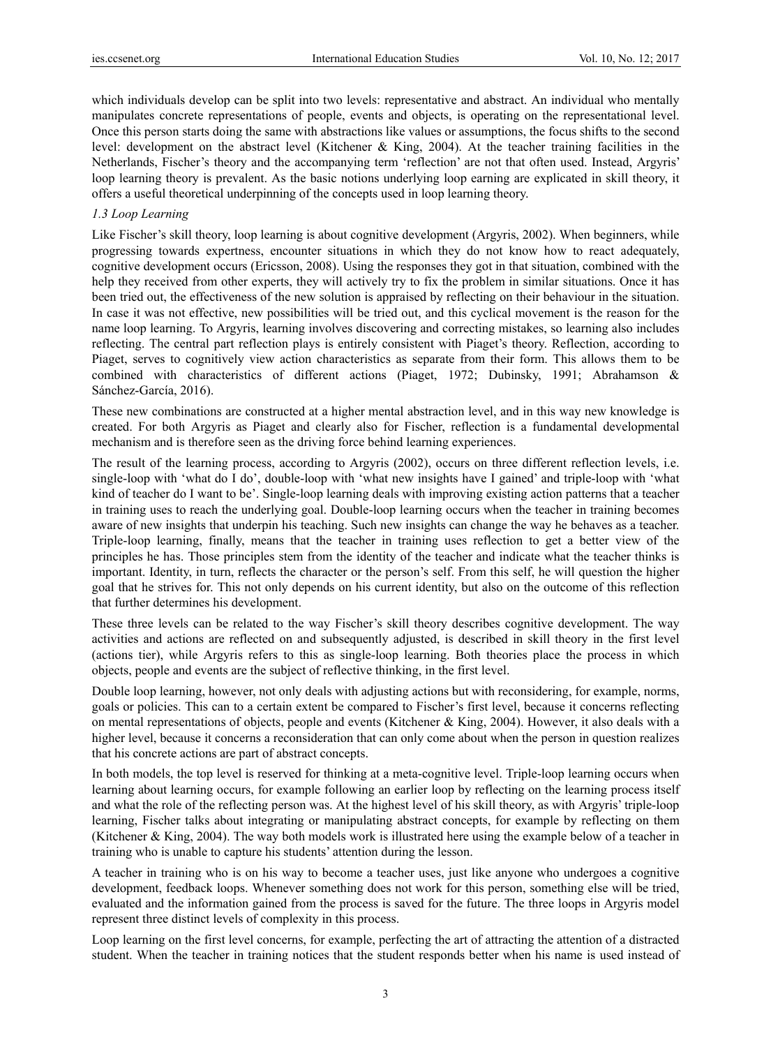which individuals develop can be split into two levels: representative and abstract. An individual who mentally manipulates concrete representations of people, events and objects, is operating on the representational level. Once this person starts doing the same with abstractions like values or assumptions, the focus shifts to the second level: development on the abstract level (Kitchener & King, 2004). At the teacher training facilities in the Netherlands, Fischer's theory and the accompanying term 'reflection' are not that often used. Instead, Argyris' loop learning theory is prevalent. As the basic notions underlying loop earning are explicated in skill theory, it offers a useful theoretical underpinning of the concepts used in loop learning theory.

### *1.3 Loop Learning*

Like Fischer's skill theory, loop learning is about cognitive development (Argyris, 2002). When beginners, while progressing towards expertness, encounter situations in which they do not know how to react adequately, cognitive development occurs (Ericsson, 2008). Using the responses they got in that situation, combined with the help they received from other experts, they will actively try to fix the problem in similar situations. Once it has been tried out, the effectiveness of the new solution is appraised by reflecting on their behaviour in the situation. In case it was not effective, new possibilities will be tried out, and this cyclical movement is the reason for the name loop learning. To Argyris, learning involves discovering and correcting mistakes, so learning also includes reflecting. The central part reflection plays is entirely consistent with Piaget's theory. Reflection, according to Piaget, serves to cognitively view action characteristics as separate from their form. This allows them to be combined with characteristics of different actions (Piaget, 1972; Dubinsky, 1991; Abrahamson & Sánchez-García, 2016).

These new combinations are constructed at a higher mental abstraction level, and in this way new knowledge is created. For both Argyris as Piaget and clearly also for Fischer, reflection is a fundamental developmental mechanism and is therefore seen as the driving force behind learning experiences.

The result of the learning process, according to Argyris (2002), occurs on three different reflection levels, i.e. single-loop with 'what do I do', double-loop with 'what new insights have I gained' and triple-loop with 'what kind of teacher do I want to be'. Single-loop learning deals with improving existing action patterns that a teacher in training uses to reach the underlying goal. Double-loop learning occurs when the teacher in training becomes aware of new insights that underpin his teaching. Such new insights can change the way he behaves as a teacher. Triple-loop learning, finally, means that the teacher in training uses reflection to get a better view of the principles he has. Those principles stem from the identity of the teacher and indicate what the teacher thinks is important. Identity, in turn, reflects the character or the person's self. From this self, he will question the higher goal that he strives for. This not only depends on his current identity, but also on the outcome of this reflection that further determines his development.

These three levels can be related to the way Fischer's skill theory describes cognitive development. The way activities and actions are reflected on and subsequently adjusted, is described in skill theory in the first level (actions tier), while Argyris refers to this as single-loop learning. Both theories place the process in which objects, people and events are the subject of reflective thinking, in the first level.

Double loop learning, however, not only deals with adjusting actions but with reconsidering, for example, norms, goals or policies. This can to a certain extent be compared to Fischer's first level, because it concerns reflecting on mental representations of objects, people and events (Kitchener & King, 2004). However, it also deals with a higher level, because it concerns a reconsideration that can only come about when the person in question realizes that his concrete actions are part of abstract concepts.

In both models, the top level is reserved for thinking at a meta-cognitive level. Triple-loop learning occurs when learning about learning occurs, for example following an earlier loop by reflecting on the learning process itself and what the role of the reflecting person was. At the highest level of his skill theory, as with Argyris' triple-loop learning, Fischer talks about integrating or manipulating abstract concepts, for example by reflecting on them (Kitchener & King, 2004). The way both models work is illustrated here using the example below of a teacher in training who is unable to capture his students' attention during the lesson.

A teacher in training who is on his way to become a teacher uses, just like anyone who undergoes a cognitive development, feedback loops. Whenever something does not work for this person, something else will be tried, evaluated and the information gained from the process is saved for the future. The three loops in Argyris model represent three distinct levels of complexity in this process.

Loop learning on the first level concerns, for example, perfecting the art of attracting the attention of a distracted student. When the teacher in training notices that the student responds better when his name is used instead of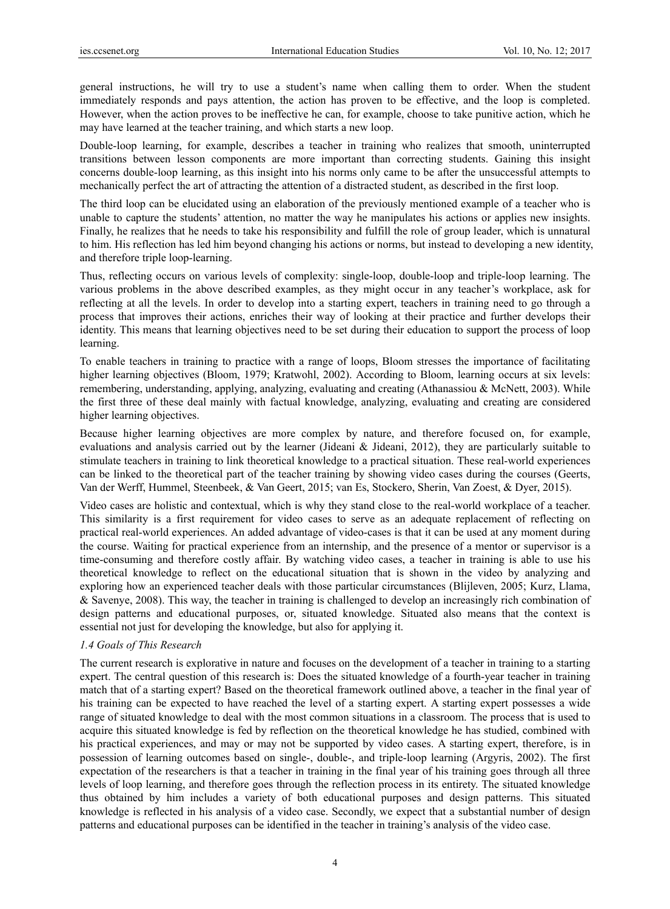general instructions, he will try to use a student's name when calling them to order. When the student immediately responds and pays attention, the action has proven to be effective, and the loop is completed. However, when the action proves to be ineffective he can, for example, choose to take punitive action, which he may have learned at the teacher training, and which starts a new loop.

Double-loop learning, for example, describes a teacher in training who realizes that smooth, uninterrupted transitions between lesson components are more important than correcting students. Gaining this insight concerns double-loop learning, as this insight into his norms only came to be after the unsuccessful attempts to mechanically perfect the art of attracting the attention of a distracted student, as described in the first loop.

The third loop can be elucidated using an elaboration of the previously mentioned example of a teacher who is unable to capture the students' attention, no matter the way he manipulates his actions or applies new insights. Finally, he realizes that he needs to take his responsibility and fulfill the role of group leader, which is unnatural to him. His reflection has led him beyond changing his actions or norms, but instead to developing a new identity, and therefore triple loop-learning.

Thus, reflecting occurs on various levels of complexity: single-loop, double-loop and triple-loop learning. The various problems in the above described examples, as they might occur in any teacher's workplace, ask for reflecting at all the levels. In order to develop into a starting expert, teachers in training need to go through a process that improves their actions, enriches their way of looking at their practice and further develops their identity. This means that learning objectives need to be set during their education to support the process of loop learning.

To enable teachers in training to practice with a range of loops, Bloom stresses the importance of facilitating higher learning objectives (Bloom, 1979; Kratwohl, 2002). According to Bloom, learning occurs at six levels: remembering, understanding, applying, analyzing, evaluating and creating (Athanassiou & McNett, 2003). While the first three of these deal mainly with factual knowledge, analyzing, evaluating and creating are considered higher learning objectives.

Because higher learning objectives are more complex by nature, and therefore focused on, for example, evaluations and analysis carried out by the learner (Jideani & Jideani, 2012), they are particularly suitable to stimulate teachers in training to link theoretical knowledge to a practical situation. These real-world experiences can be linked to the theoretical part of the teacher training by showing video cases during the courses (Geerts, Van der Werff, Hummel, Steenbeek, & Van Geert, 2015; van Es, Stockero, Sherin, Van Zoest, & Dyer, 2015).

Video cases are holistic and contextual, which is why they stand close to the real-world workplace of a teacher. This similarity is a first requirement for video cases to serve as an adequate replacement of reflecting on practical real-world experiences. An added advantage of video-cases is that it can be used at any moment during the course. Waiting for practical experience from an internship, and the presence of a mentor or supervisor is a time-consuming and therefore costly affair. By watching video cases, a teacher in training is able to use his theoretical knowledge to reflect on the educational situation that is shown in the video by analyzing and exploring how an experienced teacher deals with those particular circumstances (Blijleven, 2005; Kurz, Llama, & Savenye, 2008). This way, the teacher in training is challenged to develop an increasingly rich combination of design patterns and educational purposes, or, situated knowledge. Situated also means that the context is essential not just for developing the knowledge, but also for applying it.

### *1.4 Goals of This Research*

The current research is explorative in nature and focuses on the development of a teacher in training to a starting expert. The central question of this research is: Does the situated knowledge of a fourth-year teacher in training match that of a starting expert? Based on the theoretical framework outlined above, a teacher in the final year of his training can be expected to have reached the level of a starting expert. A starting expert possesses a wide range of situated knowledge to deal with the most common situations in a classroom. The process that is used to acquire this situated knowledge is fed by reflection on the theoretical knowledge he has studied, combined with his practical experiences, and may or may not be supported by video cases. A starting expert, therefore, is in possession of learning outcomes based on single-, double-, and triple-loop learning (Argyris, 2002). The first expectation of the researchers is that a teacher in training in the final year of his training goes through all three levels of loop learning, and therefore goes through the reflection process in its entirety. The situated knowledge thus obtained by him includes a variety of both educational purposes and design patterns. This situated knowledge is reflected in his analysis of a video case. Secondly, we expect that a substantial number of design patterns and educational purposes can be identified in the teacher in training's analysis of the video case.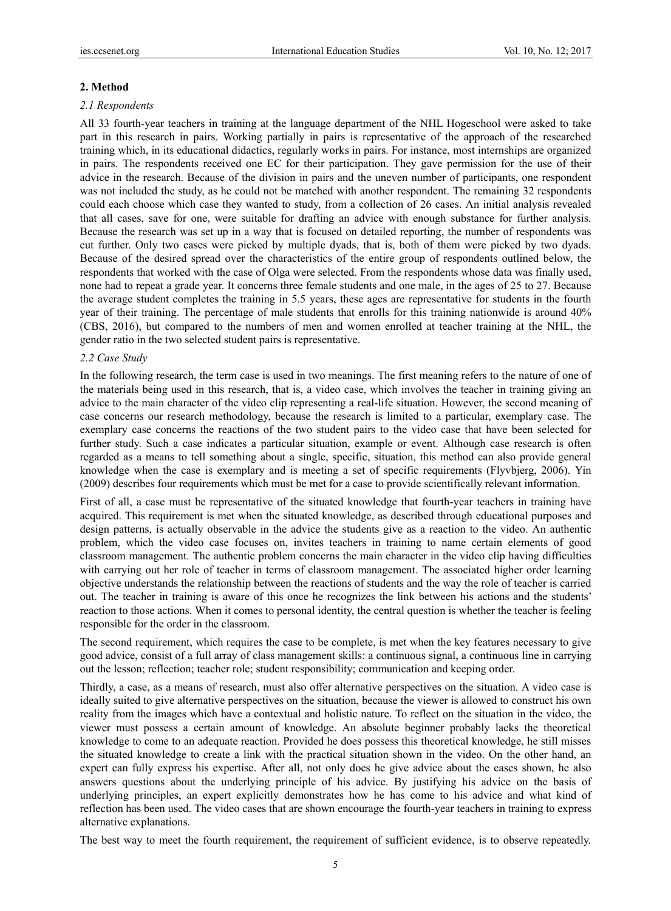## 2. Method

### *2.1 Respondents*

All 33 fourth-year teachers in training at the language department of the NHL Hogeschool were asked to take part in this research in pairs. Working partially in pairs is representative of the approach of the researched training which, in its educational didactics, regularly works in pairs. For instance, most internships are organized in pairs. The respondents received one EC for their participation. They gave permission for the use of their advice in the research. Because of the division in pairs and the uneven number of participants, one respondent was not included the study, as he could not be matched with another respondent. The remaining 32 respondents could each choose which case they wanted to study, from a collection of 26 cases. An initial analysis revealed that all cases, save for one, were suitable for drafting an advice with enough substance for further analysis. Because the research was set up in a way that is focused on detailed reporting, the number of respondents was cut further. Only two cases were picked by multiple dyads, that is, both of them were picked by two dyads. Because of the desired spread over the characteristics of the entire group of respondents outlined below, the respondents that worked with the case of Olga were selected. From the respondents whose data was finally used, none had to repeat a grade year. It concerns three female students and one male, in the ages of 25 to 27. Because the average student completes the training in 5.5 years, these ages are representative for students in the fourth year of their training. The percentage of male students that enrolls for this training nationwide is around 40% (CBS, 2016), but compared to the numbers of men and women enrolled at teacher training at the NHL, the gender ratio in the two selected student pairs is representative.

### *2.2 Case Study*

In the following research, the term case is used in two meanings. The first meaning refers to the nature of one of the materials being used in this research, that is, a video case, which involves the teacher in training giving an advice to the main character of the video clip representing a real-life situation. However, the second meaning of case concerns our research methodology, because the research is limited to a particular, exemplary case. The exemplary case concerns the reactions of the two student pairs to the video case that have been selected for further study. Such a case indicates a particular situation, example or event. Although case research is often regarded as a means to tell something about a single, specific, situation, this method can also provide general knowledge when the case is exemplary and is meeting a set of specific requirements (Flyvbjerg, 2006). Yin (2009) describes four requirements which must be met for a case to provide scientifically relevant information.

First of all, a case must be representative of the situated knowledge that fourth-year teachers in training have acquired. This requirement is met when the situated knowledge, as described through educational purposes and design patterns, is actually observable in the advice the students give as a reaction to the video. An authentic problem, which the video case focuses on, invites teachers in training to name certain elements of good classroom management. The authentic problem concerns the main character in the video clip having difficulties with carrying out her role of teacher in terms of classroom management. The associated higher order learning objective understands the relationship between the reactions of students and the way the role of teacher is carried out. The teacher in training is aware of this once he recognizes the link between his actions and the students' reaction to those actions. When it comes to personal identity, the central question is whether the teacher is feeling responsible for the order in the classroom.

The second requirement, which requires the case to be complete, is met when the key features necessary to give good advice, consist of a full array of class management skills: a continuous signal, a continuous line in carrying out the lesson; reflection; teacher role; student responsibility; communication and keeping order.

Thirdly, a case, as a means of research, must also offer alternative perspectives on the situation. A video case is ideally suited to give alternative perspectives on the situation, because the viewer is allowed to construct his own reality from the images which have a contextual and holistic nature. To reflect on the situation in the video, the viewer must possess a certain amount of knowledge. An absolute beginner probably lacks the theoretical knowledge to come to an adequate reaction. Provided he does possess this theoretical knowledge, he still misses the situated knowledge to create a link with the practical situation shown in the video. On the other hand, an expert can fully express his expertise. After all, not only does he give advice about the cases shown, he also answers questions about the underlying principle of his advice. By justifying his advice on the basis of underlying principles, an expert explicitly demonstrates how he has come to his advice and what kind of reflection has been used. The video cases that are shown encourage the fourth-year teachers in training to express alternative explanations.

The best way to meet the fourth requirement, the requirement of sufficient evidence, is to observe repeatedly.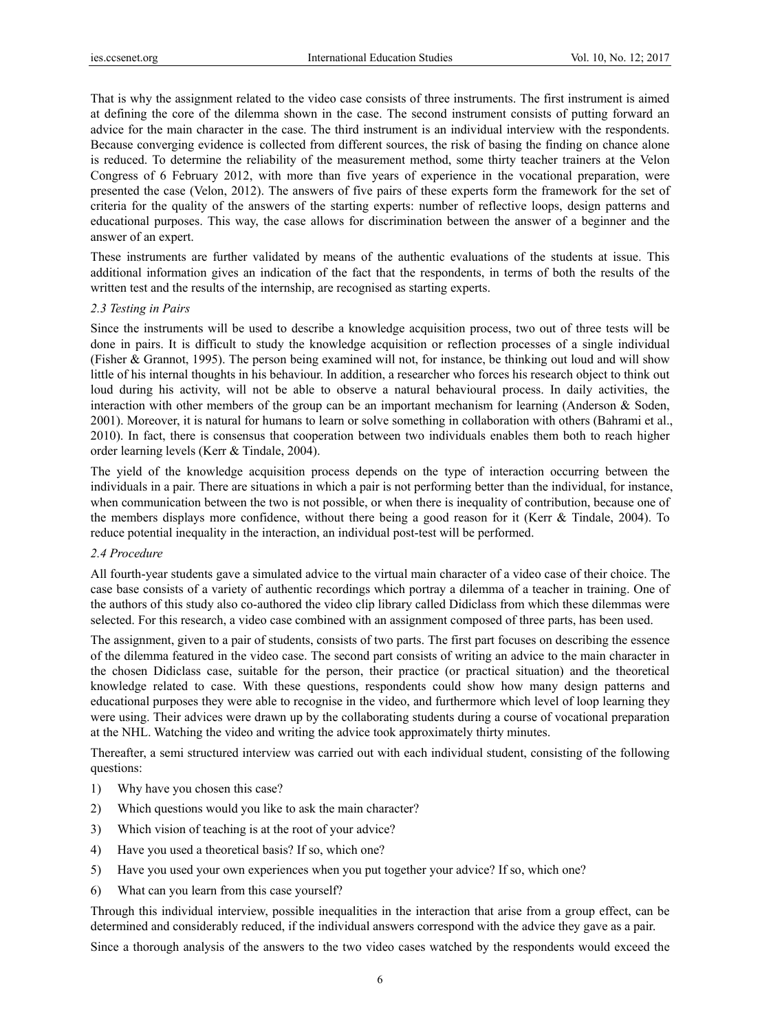That is why the assignment related to the video case consists of three instruments. The first instrument is aimed at defining the core of the dilemma shown in the case. The second instrument consists of putting forward an advice for the main character in the case. The third instrument is an individual interview with the respondents. Because converging evidence is collected from different sources, the risk of basing the finding on chance alone is reduced. To determine the reliability of the measurement method, some thirty teacher trainers at the Velon Congress of 6 February 2012, with more than five years of experience in the vocational preparation, were presented the case (Velon, 2012). The answers of five pairs of these experts form the framework for the set of criteria for the quality of the answers of the starting experts: number of reflective loops, design patterns and educational purposes. This way, the case allows for discrimination between the answer of a beginner and the answer of an expert.

These instruments are further validated by means of the authentic evaluations of the students at issue. This additional information gives an indication of the fact that the respondents, in terms of both the results of the written test and the results of the internship, are recognised as starting experts.

### *2.3 Testing in Pairs*

Since the instruments will be used to describe a knowledge acquisition process, two out of three tests will be done in pairs. It is difficult to study the knowledge acquisition or reflection processes of a single individual (Fisher & Grannot, 1995). The person being examined will not, for instance, be thinking out loud and will show little of his internal thoughts in his behaviour. In addition, a researcher who forces his research object to think out loud during his activity, will not be able to observe a natural behavioural process. In daily activities, the interaction with other members of the group can be an important mechanism for learning (Anderson & Soden, 2001). Moreover, it is natural for humans to learn or solve something in collaboration with others (Bahrami et al., 2010). In fact, there is consensus that cooperation between two individuals enables them both to reach higher order learning levels (Kerr & Tindale, 2004).

The yield of the knowledge acquisition process depends on the type of interaction occurring between the individuals in a pair. There are situations in which a pair is not performing better than the individual, for instance, when communication between the two is not possible, or when there is inequality of contribution, because one of the members displays more confidence, without there being a good reason for it (Kerr & Tindale, 2004). To reduce potential inequality in the interaction, an individual post-test will be performed.

### *2.4 Procedure*

All fourth-year students gave a simulated advice to the virtual main character of a video case of their choice. The case base consists of a variety of authentic recordings which portray a dilemma of a teacher in training. One of the authors of this study also co-authored the video clip library called Didiclass from which these dilemmas were selected. For this research, a video case combined with an assignment composed of three parts, has been used.

The assignment, given to a pair of students, consists of two parts. The first part focuses on describing the essence of the dilemma featured in the video case. The second part consists of writing an advice to the main character in the chosen Didiclass case, suitable for the person, their practice (or practical situation) and the theoretical knowledge related to case. With these questions, respondents could show how many design patterns and educational purposes they were able to recognise in the video, and furthermore which level of loop learning they were using. Their advices were drawn up by the collaborating students during a course of vocational preparation at the NHL. Watching the video and writing the advice took approximately thirty minutes.

Thereafter, a semi structured interview was carried out with each individual student, consisting of the following questions:

1) Why have you chosen this case?
2) Which questions would you like to ask the main character?
3) Which vision of teaching is at the root of your advice?
4) Have you used a theoretical basis? If so, which one?
5) Have you used your own experiences when you put together your advice? If so, which one?
6) What can you learn from this case yourself?

Through this individual interview, possible inequalities in the interaction that arise from a group effect, can be determined and considerably reduced, if the individual answers correspond with the advice they gave as a pair.

Since a thorough analysis of the answers to the two video cases watched by the respondents would exceed the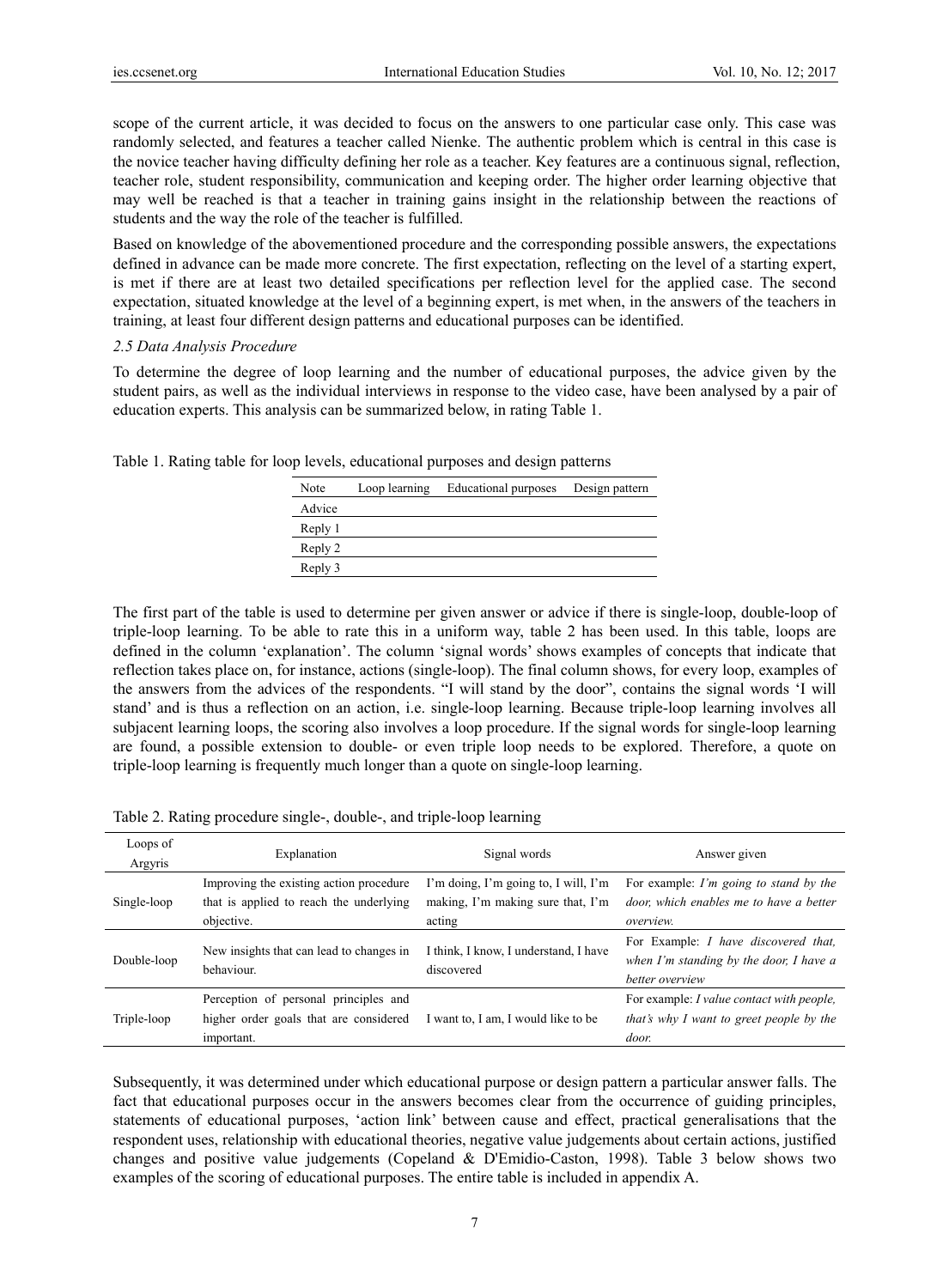scope of the current article, it was decided to focus on the answers to one particular case only. This case was randomly selected, and features a teacher called Nienke. The authentic problem which is central in this case is the novice teacher having difficulty defining her role as a teacher. Key features are a continuous signal, reflection, teacher role, student responsibility, communication and keeping order. The higher order learning objective that may well be reached is that a teacher in training gains insight in the relationship between the reactions of students and the way the role of the teacher is fulfilled.

Based on knowledge of the abovementioned procedure and the corresponding possible answers, the expectations defined in advance can be made more concrete. The first expectation, reflecting on the level of a starting expert, is met if there are at least two detailed specifications per reflection level for the applied case. The second expectation, situated knowledge at the level of a beginning expert, is met when, in the answers of the teachers in training, at least four different design patterns and educational purposes can be identified.

### *2.5 Data Analysis Procedure*

To determine the degree of loop learning and the number of educational purposes, the advice given by the student pairs, as well as the individual interviews in response to the video case, have been analysed by a pair of education experts. This analysis can be summarized below, in rating Table 1.

Table 1. Rating table for loop levels, educational purposes and design patterns

| Note | Loop learning | Educational purposes | Design pattern |
|---|---|---|---|
| Advice | | | |
| Reply 1 | | | |
| Reply 2 | | | |
| Reply 3 | | | |

The first part of the table is used to determine per given answer or advice if there is single-loop, double-loop of triple-loop learning. To be able to rate this in a uniform way, table 2 has been used. In this table, loops are defined in the column 'explanation'. The column 'signal words' shows examples of concepts that indicate that reflection takes place on, for instance, actions (single-loop). The final column shows, for every loop, examples of the answers from the advices of the respondents. "I will stand by the door", contains the signal words 'I will stand' and is thus a reflection on an action, i.e. single-loop learning. Because triple-loop learning involves all subjacent learning loops, the scoring also involves a loop procedure. If the signal words for single-loop learning are found, a possible extension to double- or even triple loop needs to be explored. Therefore, a quote on triple-loop learning is frequently much longer than a quote on single-loop learning.

Table 2. Rating procedure single-, double-, and triple-loop learning

| Loops of Argyris | Explanation | Signal words | Answer given |
|---|---|---|---|
| Single-loop | Improving the existing action procedure that is applied to reach the underlying objective. | I'm doing, I'm going to, I will, I'm making, I'm making sure that, I'm acting | For example: *I'm going to stand by the door, which enables me to have a better overview.* |
| Double-loop | New insights that can lead to changes in behaviour. | I think, I know, I understand, I have discovered | For Example: *I have discovered that, when I'm standing by the door, I have a better overview* |
| Triple-loop | Perception of personal principles and higher order goals that are considered important. | I want to, I am, I would like to be | For example: *I value contact with people, that's why I want to greet people by the door.* |

Subsequently, it was determined under which educational purpose or design pattern a particular answer falls. The fact that educational purposes occur in the answers becomes clear from the occurrence of guiding principles, statements of educational purposes, 'action link' between cause and effect, practical generalisations that the respondent uses, relationship with educational theories, negative value judgements about certain actions, justified changes and positive value judgements (Copeland & D'Emidio-Caston, 1998). Table 3 below shows two examples of the scoring of educational purposes. The entire table is included in appendix A.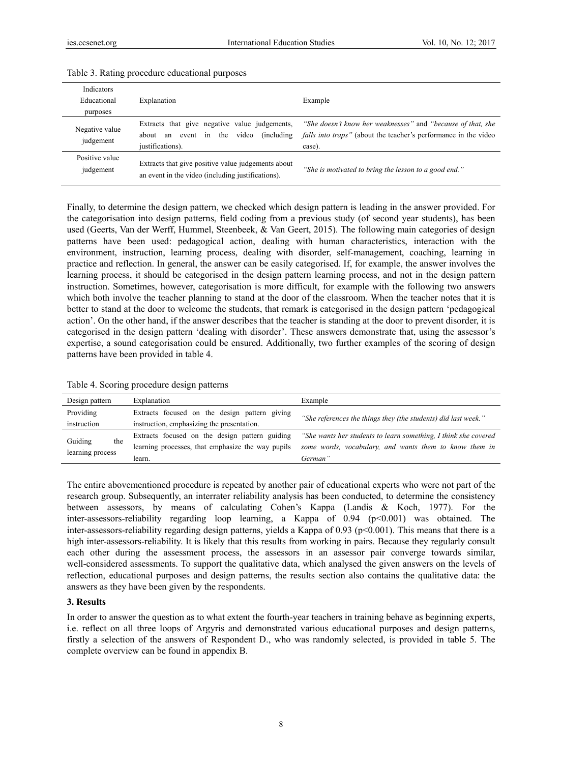Table 3. Rating procedure educational purposes

| Indicators Educational purposes | Explanation | Example |
|---|---|---|
| Negative value judgement | Extracts that give negative value judgements, about an event in the video (including justifications). | *"She doesn't know her weaknesses"* and *"because of that, she falls into traps"* (about the teacher's performance in the video case). |
| Positive value judgement | Extracts that give positive value judgements about an event in the video (including justifications). | *"She is motivated to bring the lesson to a good end."* |

Finally, to determine the design pattern, we checked which design pattern is leading in the answer provided. For the categorisation into design patterns, field coding from a previous study (of second year students), has been used (Geerts, Van der Werff, Hummel, Steenbeek, & Van Geert, 2015). The following main categories of design patterns have been used: pedagogical action, dealing with human characteristics, interaction with the environment, instruction, learning process, dealing with disorder, self-management, coaching, learning in practice and reflection. In general, the answer can be easily categorised. If, for example, the answer involves the learning process, it should be categorised in the design pattern learning process, and not in the design pattern instruction. Sometimes, however, categorisation is more difficult, for example with the following two answers which both involve the teacher planning to stand at the door of the classroom. When the teacher notes that it is better to stand at the door to welcome the students, that remark is categorised in the design pattern 'pedagogical action'. On the other hand, if the answer describes that the teacher is standing at the door to prevent disorder, it is categorised in the design pattern 'dealing with disorder'. These answers demonstrate that, using the assessor's expertise, a sound categorisation could be ensured. Additionally, two further examples of the scoring of design patterns have been provided in table 4.

Table 4. Scoring procedure design patterns

| Design pattern | Explanation | Example |
|---|---|---|
| Providing instruction | Extracts focused on the design pattern giving instruction, emphasizing the presentation. | *"She references the things they (the students) did last week."* |
| Guiding the learning process | Extracts focused on the design pattern guiding learning processes, that emphasize the way pupils learn. | *"She wants her students to learn something, I think she covered some words, vocabulary, and wants them to know them in German"* |

The entire abovementioned procedure is repeated by another pair of educational experts who were not part of the research group. Subsequently, an interrater reliability analysis has been conducted, to determine the consistency between assessors, by means of calculating Cohen's Kappa (Landis & Koch, 1977). For the inter-assessors-reliability regarding loop learning, a Kappa of 0.94 ($p<0.001$) was obtained. The inter-assessors-reliability regarding design patterns, yields a Kappa of 0.93 ($p<0.001$). This means that there is a high inter-assessors-reliability. It is likely that this results from working in pairs. Because they regularly consult each other during the assessment process, the assessors in an assessor pair converge towards similar, well-considered assessments. To support the qualitative data, which analysed the given answers on the levels of reflection, educational purposes and design patterns, the results section also contains the qualitative data: the answers as they have been given by the respondents.

## 3. Results

In order to answer the question as to what extent the fourth-year teachers in training behave as beginning experts, i.e. reflect on all three loops of Argyris and demonstrated various educational purposes and design patterns, firstly a selection of the answers of Respondent D., who was randomly selected, is provided in table 5. The complete overview can be found in appendix B.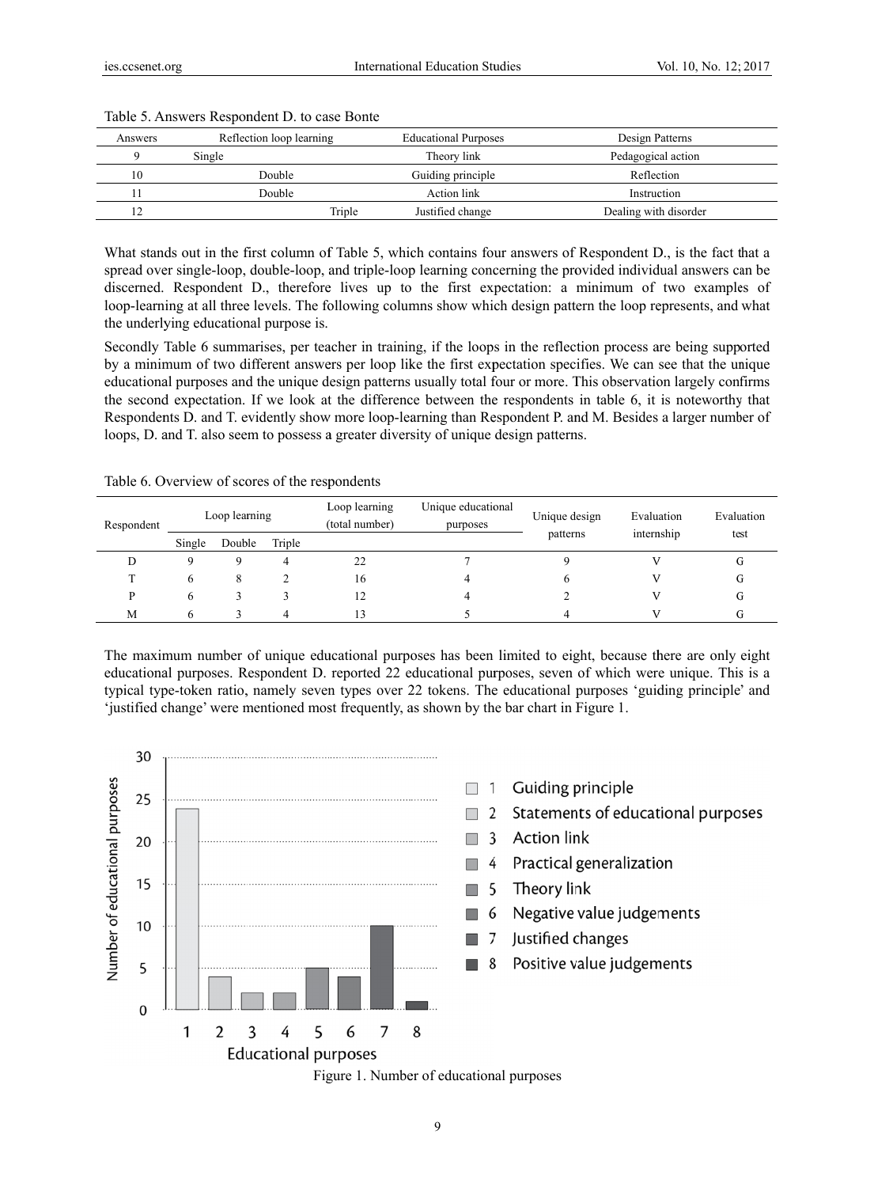Table 5. Answers Respondent D. to case Bonte

| Answers | Reflection loop learning | Educational Purposes | Design Patterns |
|---|---|---|---|
| 9 | Single | Theory link | Pedagogical action |
| 10 | Double | Guiding principle | Reflection |
| 11 | Double | Action link | Instruction |
| 12 | Triple | Justified change | Dealing with disorder |

What stands out in the first column of Table 5, which contains four answers of Respondent D., is the fact that a spread over single-loop, double-loop, and triple-loop learning concerning the provided individual answers can be discerned. Respondent D., therefore lives up to the first expectation: a minimum of two examples of loop-learning at all three levels. The following columns show which design pattern the loop represents, and what the underlying educational purpose is.

Secondly Table 6 summarises, per teacher in training, if the loops in the reflection process are being supported by a minimum of two different answers per loop like the first expectation specifies. We can see that the unique educational purposes and the unique design patterns usually total four or more. This observation largely confirms the second expectation. If we look at the difference between the respondents in table 6, it is noteworthy that Respondents D. and T. evidently show more loop-learning than Respondent P. and M. Besides a larger number of loops, D. and T. also seem to possess a greater diversity of unique design patterns.

Table 6. Overview of scores of the respondents

| Respondent | Loop learning | | | Loop learning (total number) | Unique educational purposes | Unique design patterns | Evaluation internship | Evaluation test |
|---|---|---|---|---|---|---|---|---|
| | Single | Double | Triple | | | | | |
| D | 9 | 9 | 4 | 22 | 7 | 9 | V | G |
| T | 6 | 8 | 2 | 16 | 4 | 6 | V | G |
| P | 6 | 3 | 3 | 12 | 4 | 2 | V | G |
| M | 6 | 3 | 4 | 13 | 5 | 4 | V | G |

The maximum number of unique educational purposes has been limited to eight, because there are only eight educational purposes. Respondent D. reported 22 educational purposes, seven of which were unique. This is a typical type-token ratio, namely seven types over 22 tokens. The educational purposes 'guiding principle' and 'justified change' were mentioned most frequently, as shown by the bar chart in Figure 1.

Figure 1. Number of educational purposes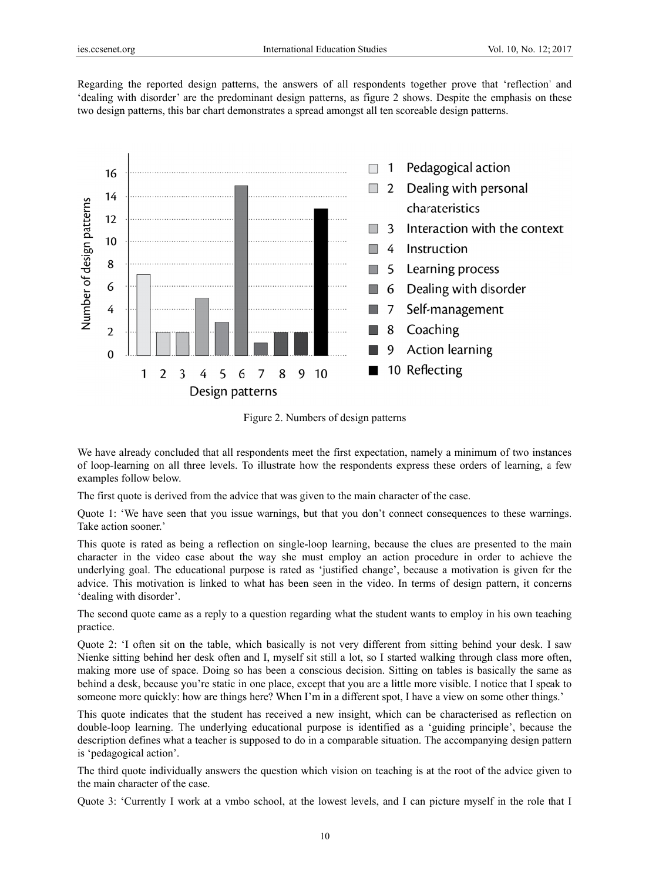Regarding the reported design patterns, the answers of all respondents together prove that 'reflection' and 'dealing with disorder' are the predominant design patterns, as figure 2 shows. Despite the emphasis on these two design patterns, this bar chart demonstrates a spread amongst all ten scoreable design patterns.

Figure 2. Numbers of design patterns

We have already concluded that all respondents meet the first expectation, namely a minimum of two instances of loop-learning on all three levels. To illustrate how the respondents express these orders of learning, a few examples follow below.

The first quote is derived from the advice that was given to the main character of the case.

Quote 1: 'We have seen that you issue warnings, but that you don't connect consequences to these warnings. Take action sooner.'

This quote is rated as being a reflection on single-loop learning, because the clues are presented to the main character in the video case about the way she must employ an action procedure in order to achieve the underlying goal. The educational purpose is rated as 'justified change', because a motivation is given for the advice. This motivation is linked to what has been seen in the video. In terms of design pattern, it concerns 'dealing with disorder'.

The second quote came as a reply to a question regarding what the student wants to employ in his own teaching practice.

Quote 2: 'I often sit on the table, which basically is not very different from sitting behind your desk. I saw Nienke sitting behind her desk often and I, myself sit still a lot, so I started walking through class more often, making more use of space. Doing so has been a conscious decision. Sitting on tables is basically the same as behind a desk, because you're static in one place, except that you are a little more visible. I notice that I speak to someone more quickly: how are things here? When I'm in a different spot, I have a view on some other things.'

This quote indicates that the student has received a new insight, which can be characterised as reflection on double-loop learning. The underlying educational purpose is identified as a 'guiding principle', because the description defines what a teacher is supposed to do in a comparable situation. The accompanying design pattern is 'pedagogical action'.

The third quote individually answers the question which vision on teaching is at the root of the advice given to the main character of the case.

Quote 3: 'Currently I work at a vmbo school, at the lowest levels, and I can picture myself in the role that I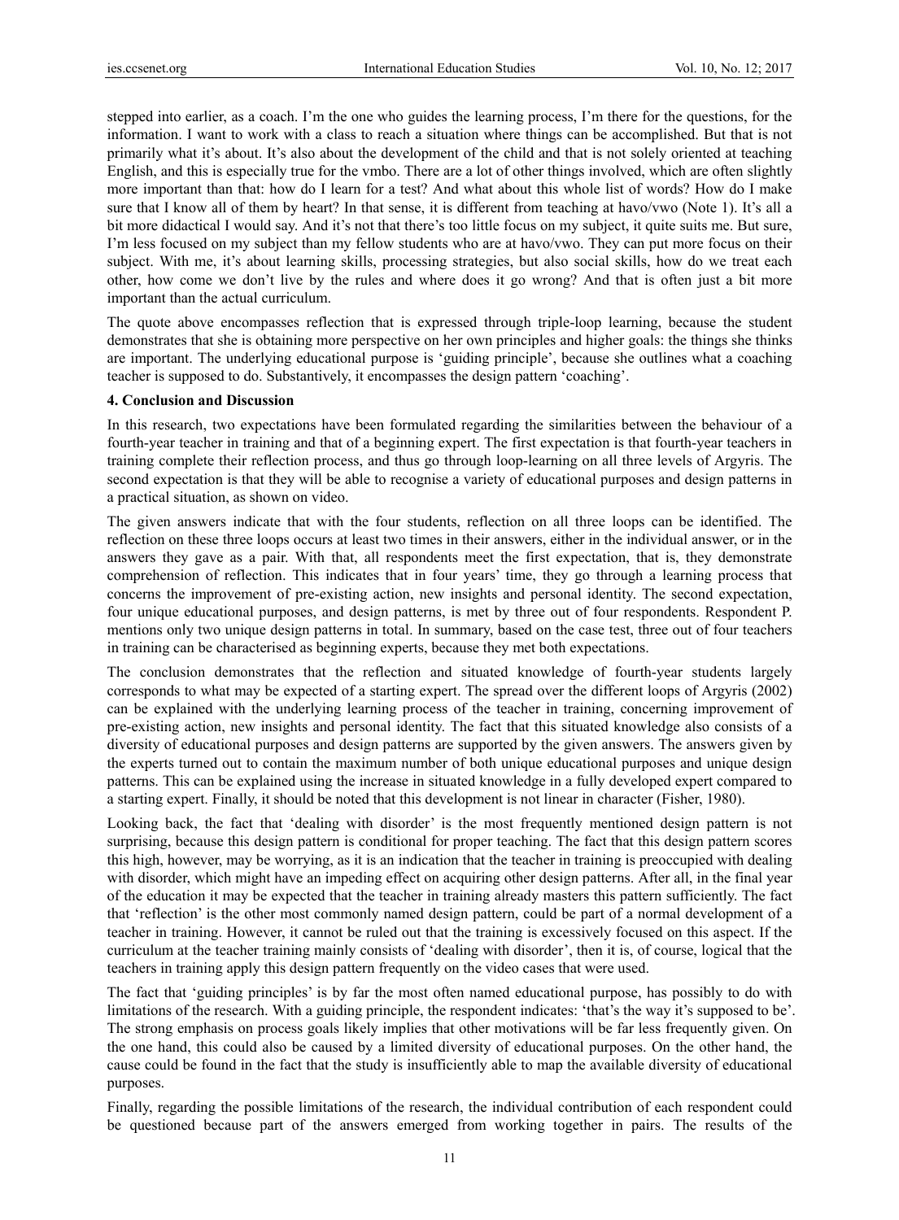stepped into earlier, as a coach. I'm the one who guides the learning process, I'm there for the questions, for the information. I want to work with a class to reach a situation where things can be accomplished. But that is not primarily what it's about. It's also about the development of the child and that is not solely oriented at teaching English, and this is especially true for the vmbo. There are a lot of other things involved, which are often slightly more important than that: how do I learn for a test? And what about this whole list of words? How do I make sure that I know all of them by heart? In that sense, it is different from teaching at havo/vwo (Note 1). It's all a bit more didactical I would say. And it's not that there's too little focus on my subject, it quite suits me. But sure, I'm less focused on my subject than my fellow students who are at havo/vwo. They can put more focus on their subject. With me, it's about learning skills, processing strategies, but also social skills, how do we treat each other, how come we don't live by the rules and where does it go wrong? And that is often just a bit more important than the actual curriculum.

The quote above encompasses reflection that is expressed through triple-loop learning, because the student demonstrates that she is obtaining more perspective on her own principles and higher goals: the things she thinks are important. The underlying educational purpose is 'guiding principle', because she outlines what a coaching teacher is supposed to do. Substantively, it encompasses the design pattern 'coaching'.

## 4. Conclusion and Discussion

In this research, two expectations have been formulated regarding the similarities between the behaviour of a fourth-year teacher in training and that of a beginning expert. The first expectation is that fourth-year teachers in training complete their reflection process, and thus go through loop-learning on all three levels of Argyris. The second expectation is that they will be able to recognise a variety of educational purposes and design patterns in a practical situation, as shown on video.

The given answers indicate that with the four students, reflection on all three loops can be identified. The reflection on these three loops occurs at least two times in their answers, either in the individual answer, or in the answers they gave as a pair. With that, all respondents meet the first expectation, that is, they demonstrate comprehension of reflection. This indicates that in four years' time, they go through a learning process that concerns the improvement of pre-existing action, new insights and personal identity. The second expectation, four unique educational purposes, and design patterns, is met by three out of four respondents. Respondent P. mentions only two unique design patterns in total. In summary, based on the case test, three out of four teachers in training can be characterised as beginning experts, because they met both expectations.

The conclusion demonstrates that the reflection and situated knowledge of fourth-year students largely corresponds to what may be expected of a starting expert. The spread over the different loops of Argyris (2002) can be explained with the underlying learning process of the teacher in training, concerning improvement of pre-existing action, new insights and personal identity. The fact that this situated knowledge also consists of a diversity of educational purposes and design patterns are supported by the given answers. The answers given by the experts turned out to contain the maximum number of both unique educational purposes and unique design patterns. This can be explained using the increase in situated knowledge in a fully developed expert compared to a starting expert. Finally, it should be noted that this development is not linear in character (Fisher, 1980).

Looking back, the fact that 'dealing with disorder' is the most frequently mentioned design pattern is not surprising, because this design pattern is conditional for proper teaching. The fact that this design pattern scores this high, however, may be worrying, as it is an indication that the teacher in training is preoccupied with dealing with disorder, which might have an impeding effect on acquiring other design patterns. After all, in the final year of the education it may be expected that the teacher in training already masters this pattern sufficiently. The fact that 'reflection' is the other most commonly named design pattern, could be part of a normal development of a teacher in training. However, it cannot be ruled out that the training is excessively focused on this aspect. If the curriculum at the teacher training mainly consists of 'dealing with disorder', then it is, of course, logical that the teachers in training apply this design pattern frequently on the video cases that were used.

The fact that 'guiding principles' is by far the most often named educational purpose, has possibly to do with limitations of the research. With a guiding principle, the respondent indicates: 'that's the way it's supposed to be'. The strong emphasis on process goals likely implies that other motivations will be far less frequently given. On the one hand, this could also be caused by a limited diversity of educational purposes. On the other hand, the cause could be found in the fact that the study is insufficiently able to map the available diversity of educational purposes.

Finally, regarding the possible limitations of the research, the individual contribution of each respondent could be questioned because part of the answers emerged from working together in pairs. The results of the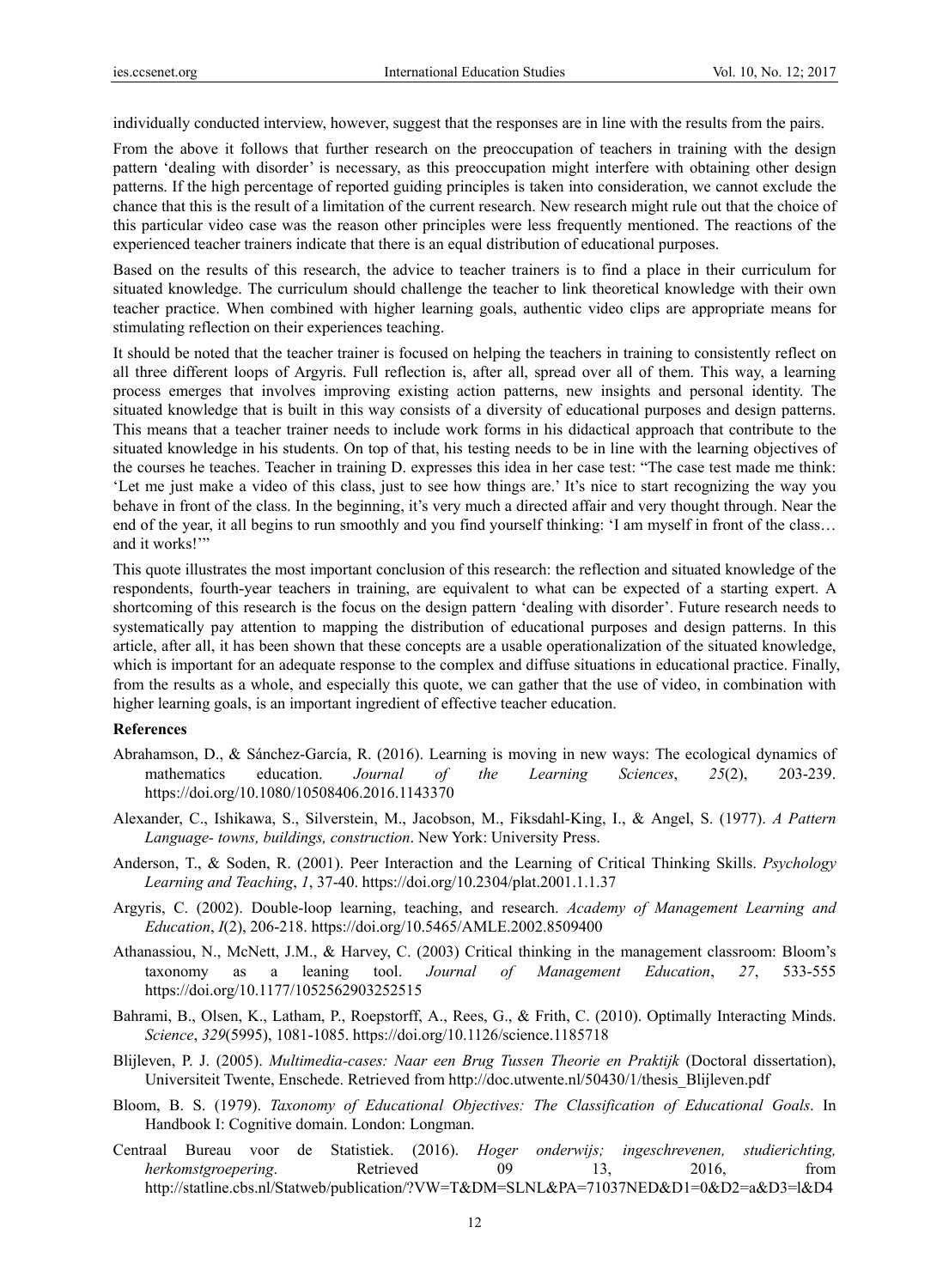individually conducted interview, however, suggest that the responses are in line with the results from the pairs.

From the above it follows that further research on the preoccupation of teachers in training with the design pattern 'dealing with disorder' is necessary, as this preoccupation might interfere with obtaining other design patterns. If the high percentage of reported guiding principles is taken into consideration, we cannot exclude the chance that this is the result of a limitation of the current research. New research might rule out that the choice of this particular video case was the reason other principles were less frequently mentioned. The reactions of the experienced teacher trainers indicate that there is an equal distribution of educational purposes.

Based on the results of this research, the advice to teacher trainers is to find a place in their curriculum for situated knowledge. The curriculum should challenge the teacher to link theoretical knowledge with their own teacher practice. When combined with higher learning goals, authentic video clips are appropriate means for stimulating reflection on their experiences teaching.

It should be noted that the teacher trainer is focused on helping the teachers in training to consistently reflect on all three different loops of Argyris. Full reflection is, after all, spread over all of them. This way, a learning process emerges that involves improving existing action patterns, new insights and personal identity. The situated knowledge that is built in this way consists of a diversity of educational purposes and design patterns. This means that a teacher trainer needs to include work forms in his didactical approach that contribute to the situated knowledge in his students. On top of that, his testing needs to be in line with the learning objectives of the courses he teaches. Teacher in training D. expresses this idea in her case test: "The case test made me think: 'Let me just make a video of this class, just to see how things are.' It's nice to start recognizing the way you behave in front of the class. In the beginning, it's very much a directed affair and very thought through. Near the end of the year, it all begins to run smoothly and you find yourself thinking: 'I am myself in front of the class… and it works!'"

This quote illustrates the most important conclusion of this research: the reflection and situated knowledge of the respondents, fourth-year teachers in training, are equivalent to what can be expected of a starting expert. A shortcoming of this research is the focus on the design pattern 'dealing with disorder'. Future research needs to systematically pay attention to mapping the distribution of educational purposes and design patterns. In this article, after all, it has been shown that these concepts are a usable operationalization of the situated knowledge, which is important for an adequate response to the complex and diffuse situations in educational practice. Finally, from the results as a whole, and especially this quote, we can gather that the use of video, in combination with higher learning goals, is an important ingredient of effective teacher education.

## References

Abrahamson, D., & Sánchez-García, R. (2016). Learning is moving in new ways: The ecological dynamics of mathematics education. *Journal of the Learning Sciences*, *25*(2), 203-239. https://doi.org/10.1080/10508406.2016.1143370

Alexander, C., Ishikawa, S., Silverstein, M., Jacobson, M., Fiksdahl-King, I., & Angel, S. (1977). *A Pattern Language- towns, buildings, construction*. New York: University Press.

Anderson, T., & Soden, R. (2001). Peer Interaction and the Learning of Critical Thinking Skills. *Psychology Learning and Teaching*, *1*, 37-40. https://doi.org/10.2304/plat.2001.1.1.37

Argyris, C. (2002). Double-loop learning, teaching, and research. *Academy of Management Learning and Education*, *I*(2), 206-218. https://doi.org/10.5465/AMLE.2002.8509400

Athanassiou, N., McNett, J.M., & Harvey, C. (2003) Critical thinking in the management classroom: Bloom's taxonomy as a leaning tool. *Journal of Management Education*, *27*, 533-555 https://doi.org/10.1177/1052562903252515

Bahrami, B., Olsen, K., Latham, P., Roepstorff, A., Rees, G., & Frith, C. (2010). Optimally Interacting Minds. *Science*, *329*(5995), 1081-1085. https://doi.org/10.1126/science.1185718

Blijleven, P. J. (2005). *Multimedia-cases: Naar een Brug Tussen Theorie en Praktijk* (Doctoral dissertation), Universiteit Twente, Enschede. Retrieved from http://doc.utwente.nl/50430/1/thesis_Blijleven.pdf

Bloom, B. S. (1979). *Taxonomy of Educational Objectives: The Classification of Educational Goals*. In Handbook I: Cognitive domain. London: Longman.

Centraal Bureau voor de Statistiek. (2016). *Hoger onderwijs; ingeschrevenen, studierichting, herkomstgroepering*. Retrieved 09 13, 2016, from http://statline.cbs.nl/Statweb/publication/?VW=T&DM=SLNL&PA=71037NED&D1=0&D2=a&D3=l&D4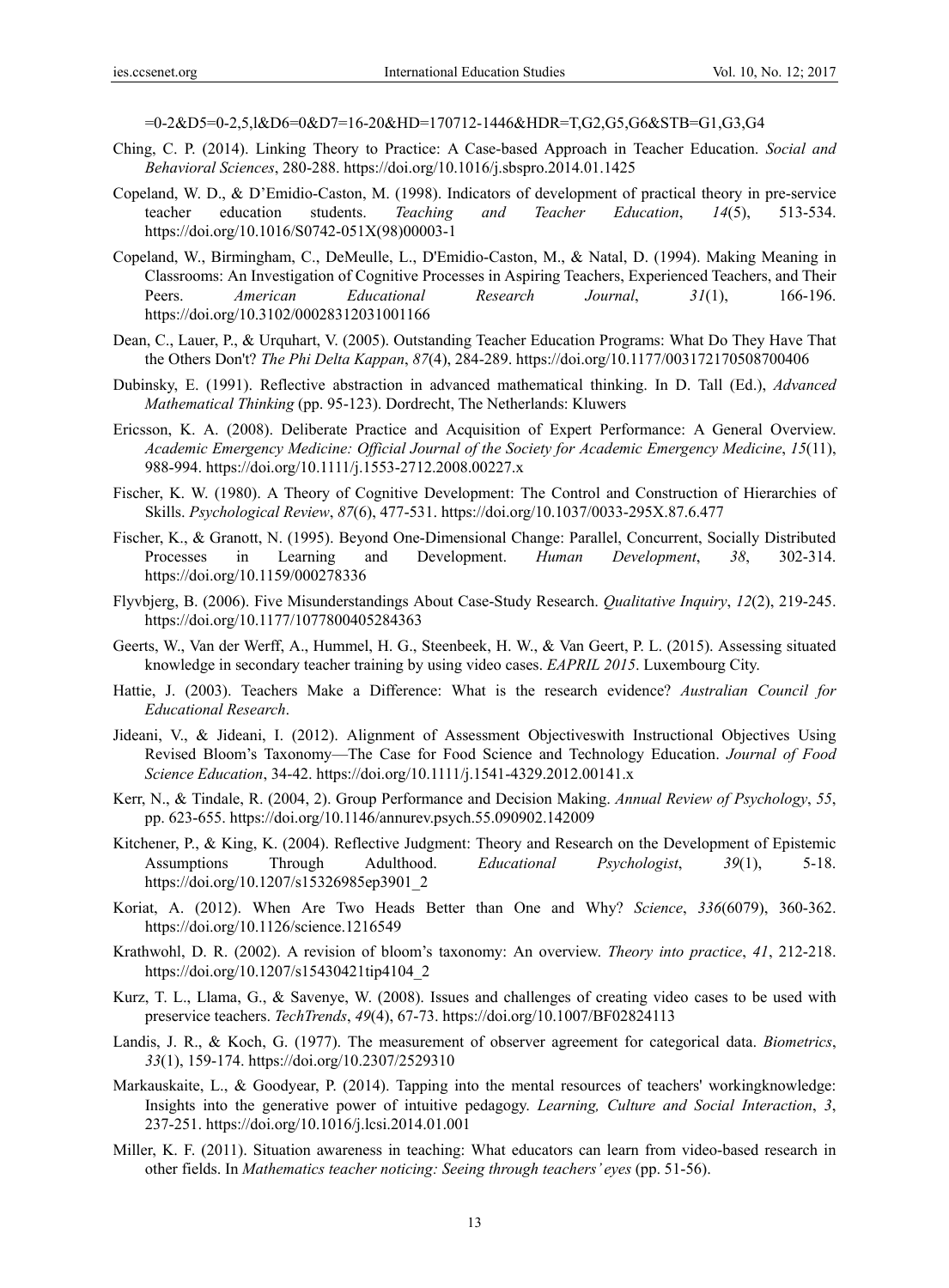=0-2&D5=0-2,5,l&D6=0&D7=16-20&HD=170712-1446&HDR=T,G2,G5,G6&STB=G1,G3,G4

Ching, C. P. (2014). Linking Theory to Practice: A Case-based Approach in Teacher Education. *Social and Behavioral Sciences*, 280-288. https://doi.org/10.1016/j.sbspro.2014.01.1425

Copeland, W. D., & D'Emidio-Caston, M. (1998). Indicators of development of practical theory in pre-service teacher education students. *Teaching and Teacher Education*, *14*(5), 513-534. https://doi.org/10.1016/S0742-051X(98)00003-1

Copeland, W., Birmingham, C., DeMeulle, L., D'Emidio-Caston, M., & Natal, D. (1994). Making Meaning in Classrooms: An Investigation of Cognitive Processes in Aspiring Teachers, Experienced Teachers, and Their Peers. *American Educational Research Journal*, *31*(1), 166-196. https://doi.org/10.3102/00028312031001166

Dean, C., Lauer, P., & Urquhart, V. (2005). Outstanding Teacher Education Programs: What Do They Have That the Others Don't? *The Phi Delta Kappan*, *87*(4), 284-289. https://doi.org/10.1177/003172170508700406

Dubinsky, E. (1991). Reflective abstraction in advanced mathematical thinking. In D. Tall (Ed.), *Advanced Mathematical Thinking* (pp. 95-123). Dordrecht, The Netherlands: Kluwers

Ericsson, K. A. (2008). Deliberate Practice and Acquisition of Expert Performance: A General Overview. *Academic Emergency Medicine: Official Journal of the Society for Academic Emergency Medicine*, *15*(11), 988-994. https://doi.org/10.1111/j.1553-2712.2008.00227.x

Fischer, K. W. (1980). A Theory of Cognitive Development: The Control and Construction of Hierarchies of Skills. *Psychological Review*, *87*(6), 477-531. https://doi.org/10.1037/0033-295X.87.6.477

Fischer, K., & Granott, N. (1995). Beyond One-Dimensional Change: Parallel, Concurrent, Socially Distributed Processes in Learning and Development. *Human Development*, *38*, 302-314. https://doi.org/10.1159/000278336

Flyvbjerg, B. (2006). Five Misunderstandings About Case-Study Research. *Qualitative Inquiry*, *12*(2), 219-245. https://doi.org/10.1177/1077800405284363

Geerts, W., Van der Werff, A., Hummel, H. G., Steenbeek, H. W., & Van Geert, P. L. (2015). Assessing situated knowledge in secondary teacher training by using video cases. *EAPRIL 2015*. Luxembourg City.

Hattie, J. (2003). Teachers Make a Difference: What is the research evidence? *Australian Council for Educational Research*.

Jideani, V., & Jideani, I. (2012). Alignment of Assessment Objectiveswith Instructional Objectives Using Revised Bloom's Taxonomy—The Case for Food Science and Technology Education. *Journal of Food Science Education*, 34-42. https://doi.org/10.1111/j.1541-4329.2012.00141.x

Kerr, N., & Tindale, R. (2004, 2). Group Performance and Decision Making. *Annual Review of Psychology*, *55*, pp. 623-655. https://doi.org/10.1146/annurev.psych.55.090902.142009

Kitchener, P., & King, K. (2004). Reflective Judgment: Theory and Research on the Development of Epistemic Assumptions Through Adulthood. *Educational Psychologist*, *39*(1), 5-18. https://doi.org/10.1207/s15326985ep3901_2

Koriat, A. (2012). When Are Two Heads Better than One and Why? *Science*, *336*(6079), 360-362. https://doi.org/10.1126/science.1216549

Krathwohl, D. R. (2002). A revision of bloom's taxonomy: An overview. *Theory into practice*, *41*, 212-218. https://doi.org/10.1207/s15430421tip4104_2

Kurz, T. L., Llama, G., & Savenye, W. (2008). Issues and challenges of creating video cases to be used with preservice teachers. *TechTrends*, *49*(4), 67-73. https://doi.org/10.1007/BF02824113

Landis, J. R., & Koch, G. (1977). The measurement of observer agreement for categorical data. *Biometrics*, *33*(1), 159-174. https://doi.org/10.2307/2529310

Markauskaite, L., & Goodyear, P. (2014). Tapping into the mental resources of teachers' workingknowledge: Insights into the generative power of intuitive pedagogy. *Learning, Culture and Social Interaction*, *3*, 237-251. https://doi.org/10.1016/j.lcsi.2014.01.001

Miller, K. F. (2011). Situation awareness in teaching: What educators can learn from video-based research in other fields. In *Mathematics teacher noticing: Seeing through teachers' eyes* (pp. 51-56).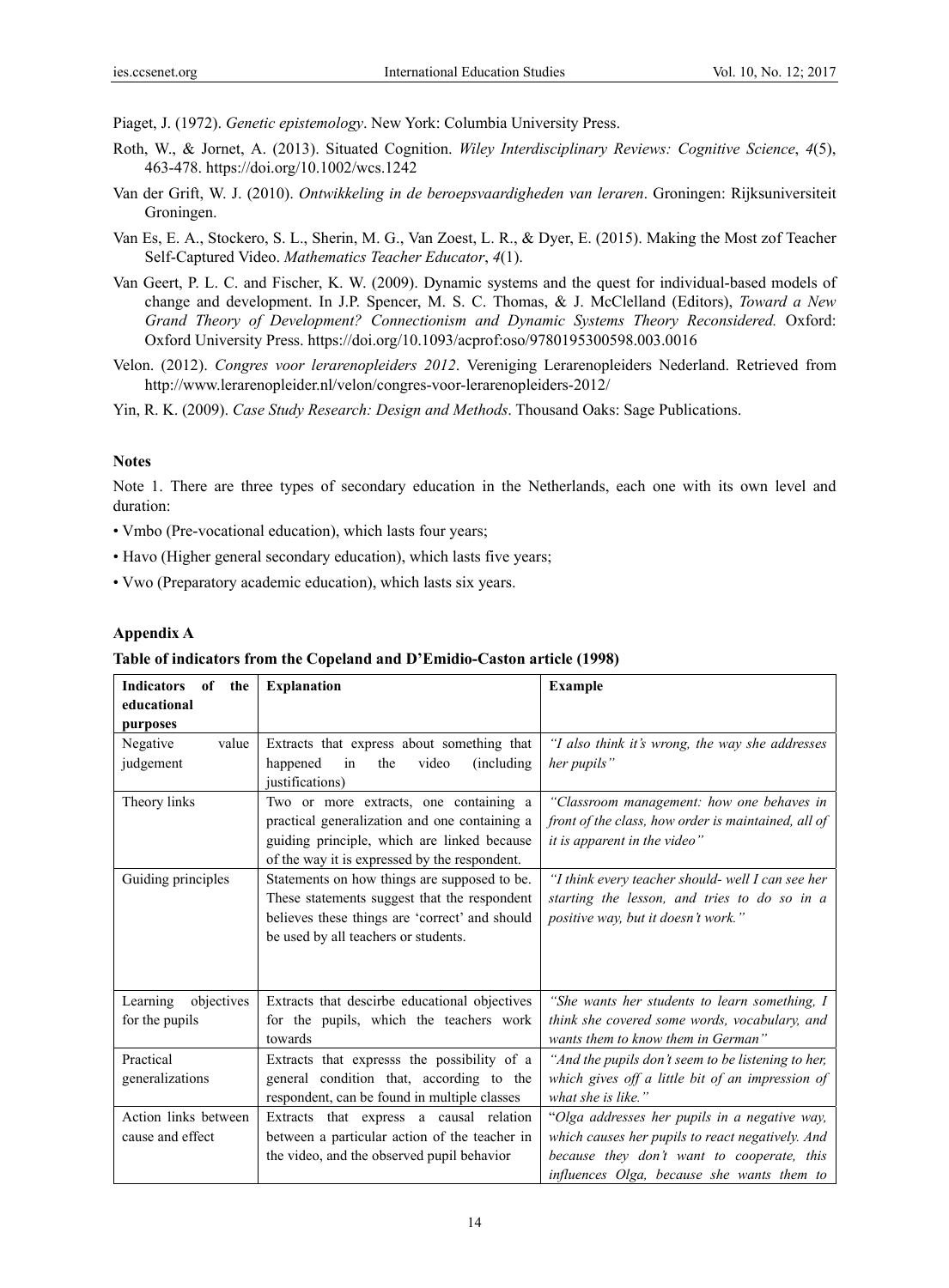Piaget, J. (1972). *Genetic epistemology*. New York: Columbia University Press.

Roth, W., & Jornet, A. (2013). Situated Cognition. *Wiley Interdisciplinary Reviews: Cognitive Science*, *4*(5), 463-478. https://doi.org/10.1002/wcs.1242

Van der Grift, W. J. (2010). *Ontwikkeling in de beroepsvaardigheden van leraren*. Groningen: Rijksuniversiteit Groningen.

Van Es, E. A., Stockero, S. L., Sherin, M. G., Van Zoest, L. R., & Dyer, E. (2015). Making the Most zof Teacher Self-Captured Video. *Mathematics Teacher Educator*, *4*(1).

Van Geert, P. L. C. and Fischer, K. W. (2009). Dynamic systems and the quest for individual-based models of change and development. In J.P. Spencer, M. S. C. Thomas, & J. McClelland (Editors), *Toward a New Grand Theory of Development? Connectionism and Dynamic Systems Theory Reconsidered.* Oxford: Oxford University Press. https://doi.org/10.1093/acprof:oso/9780195300598.003.0016

Velon. (2012). *Congres voor lerarenopleiders 2012*. Vereniging Lerarenopleiders Nederland. Retrieved from http://www.lerarenopleider.nl/velon/congres-voor-lerarenopleiders-2012/

Yin, R. K. (2009). *Case Study Research: Design and Methods*. Thousand Oaks: Sage Publications.

## Notes

Note 1. There are three types of secondary education in the Netherlands, each one with its own level and duration:

- Vmbo (Pre-vocational education), which lasts four years;
- Havo (Higher general secondary education), which lasts five years;
- Vwo (Preparatory academic education), which lasts six years.

## Appendix A

**Table of indicators from the Copeland and D'Emidio-Caston article (1998)**

| Indicators of the educational purposes | Explanation | Example |
|---|---|---|
| Negative value judgement | Extracts that express about something that happened in the video (including justifications) | *"I also think it's wrong, the way she addresses her pupils"* |
| Theory links | Two or more extracts, one containing a practical generalization and one containing a guiding principle, which are linked because of the way it is expressed by the respondent. | *"Classroom management: how one behaves in front of the class, how order is maintained, all of it is apparent in the video"* |
| Guiding principles | Statements on how things are supposed to be. These statements suggest that the respondent believes these things are 'correct' and should be used by all teachers or students. | *"I think every teacher should- well I can see her starting the lesson, and tries to do so in a positive way, but it doesn't work."* |
| Learning objectives for the pupils | Extracts that descirbe educational objectives for the pupils, which the teachers work towards | *"She wants her students to learn something, I think she covered some words, vocabulary, and wants them to know them in German"* |
| Practical generalizations | Extracts that expresss the possibility of a general condition that, according to the respondent, can be found in multiple classes | *"And the pupils don't seem to be listening to her, which gives off a little bit of an impression of what she is like."* |
| Action links between cause and effect | Extracts that express a causal relation between a particular action of the teacher in the video, and the observed pupil behavior | "*Olga addresses her pupils in a negative way, which causes her pupils to react negatively. And because they don't want to cooperate, this influences Olga, because she wants them to* |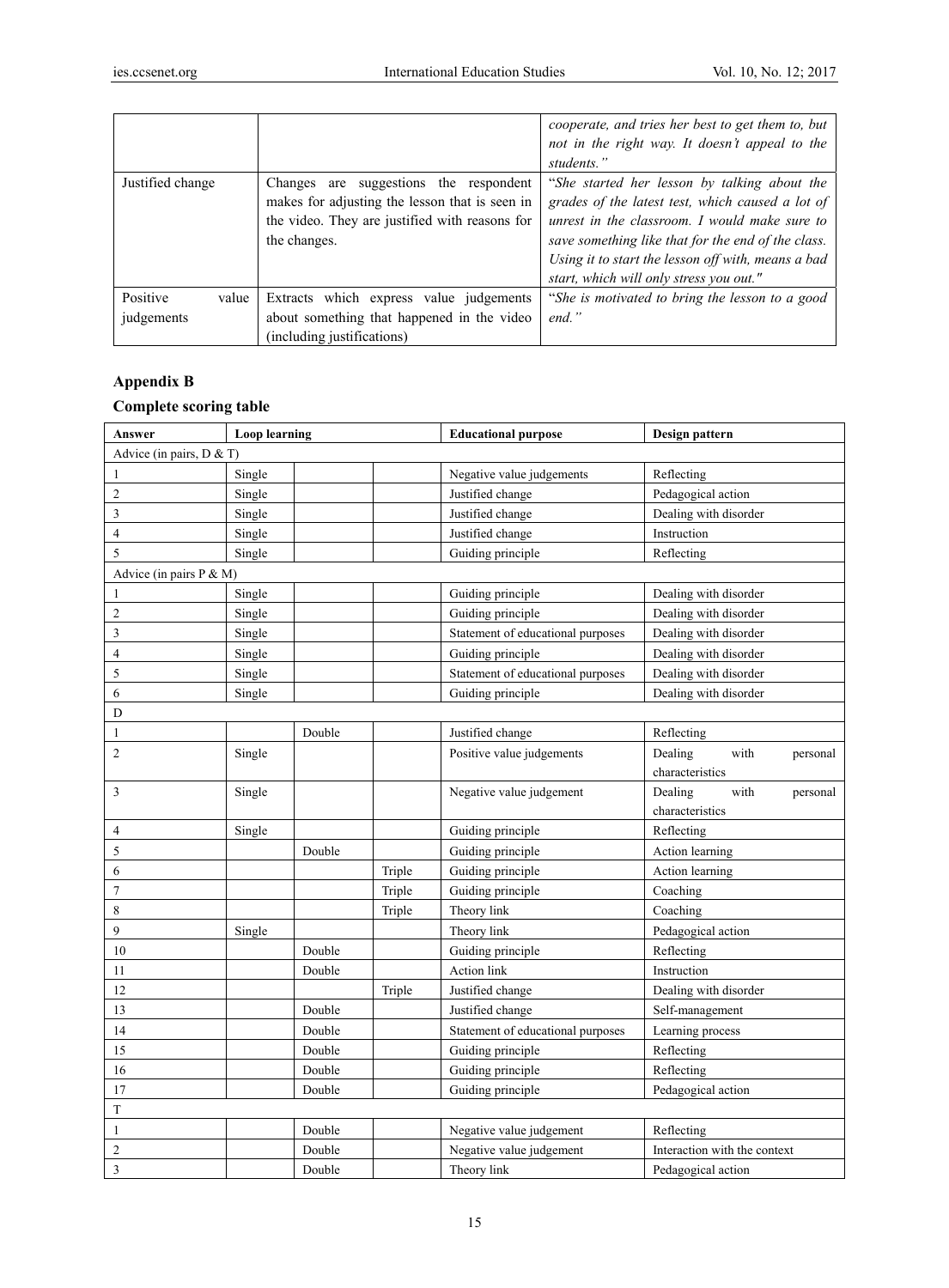| | | cooperate, and tries her best to get them to, but not in the right way. It doesn't appeal to the students." |
|---|---|---|
| Justified change | Changes are suggestions the respondent makes for adjusting the lesson that is seen in the video. They are justified with reasons for the changes. | *"She started her lesson by talking about the grades of the latest test, which caused a lot of unrest in the classroom. I would make sure to save something like that for the end of the class. Using it to start the lesson off with, means a bad start, which will only stress you out."* |
| Positive value judgements | Extracts which express value judgements about something that happened in the video (including justifications) | *"She is motivated to bring the lesson to a good end."* |

## Appendix B

### Complete scoring table

| Answer | Loop learning | | | Educational purpose | Design pattern |
|---|---|---|---|---|---|
| Advice (in pairs, D & T) | | | | | |
| 1 | Single | | | Negative value judgements | Reflecting |
| 2 | Single | | | Justified change | Pedagogical action |
| 3 | Single | | | Justified change | Dealing with disorder |
| 4 | Single | | | Justified change | Instruction |
| 5 | Single | | | Guiding principle | Reflecting |
| Advice (in pairs P & M) | | | | | |
| 1 | Single | | | Guiding principle | Dealing with disorder |
| 2 | Single | | | Guiding principle | Dealing with disorder |
| 3 | Single | | | Statement of educational purposes | Dealing with disorder |
| 4 | Single | | | Guiding principle | Dealing with disorder |
| 5 | Single | | | Statement of educational purposes | Dealing with disorder |
| 6 | Single | | | Guiding principle | Dealing with disorder |
| D | | | | | |
| 1 | | Double | | Justified change | Reflecting |
| 2 | Single | | | Positive value judgements | Dealing with personal characteristics |
| 3 | Single | | | Negative value judgement | Dealing with personal characteristics |
| 4 | Single | | | Guiding principle | Reflecting |
| 5 | | Double | | Guiding principle | Action learning |
| 6 | | | Triple | Guiding principle | Action learning |
| 7 | | | Triple | Guiding principle | Coaching |
| 8 | | | Triple | Theory link | Coaching |
| 9 | Single | | | Theory link | Pedagogical action |
| 10 | | Double | | Guiding principle | Reflecting |
| 11 | | Double | | Action link | Instruction |
| 12 | | | Triple | Justified change | Dealing with disorder |
| 13 | | Double | | Justified change | Self-management |
| 14 | | Double | | Statement of educational purposes | Learning process |
| 15 | | Double | | Guiding principle | Reflecting |
| 16 | | Double | | Guiding principle | Reflecting |
| 17 | | Double | | Guiding principle | Pedagogical action |
| T | | | | | |
| 1 | | Double | | Negative value judgement | Reflecting |
| 2 | | Double | | Negative value judgement | Interaction with the context |
| 3 | | Double | | Theory link | Pedagogical action |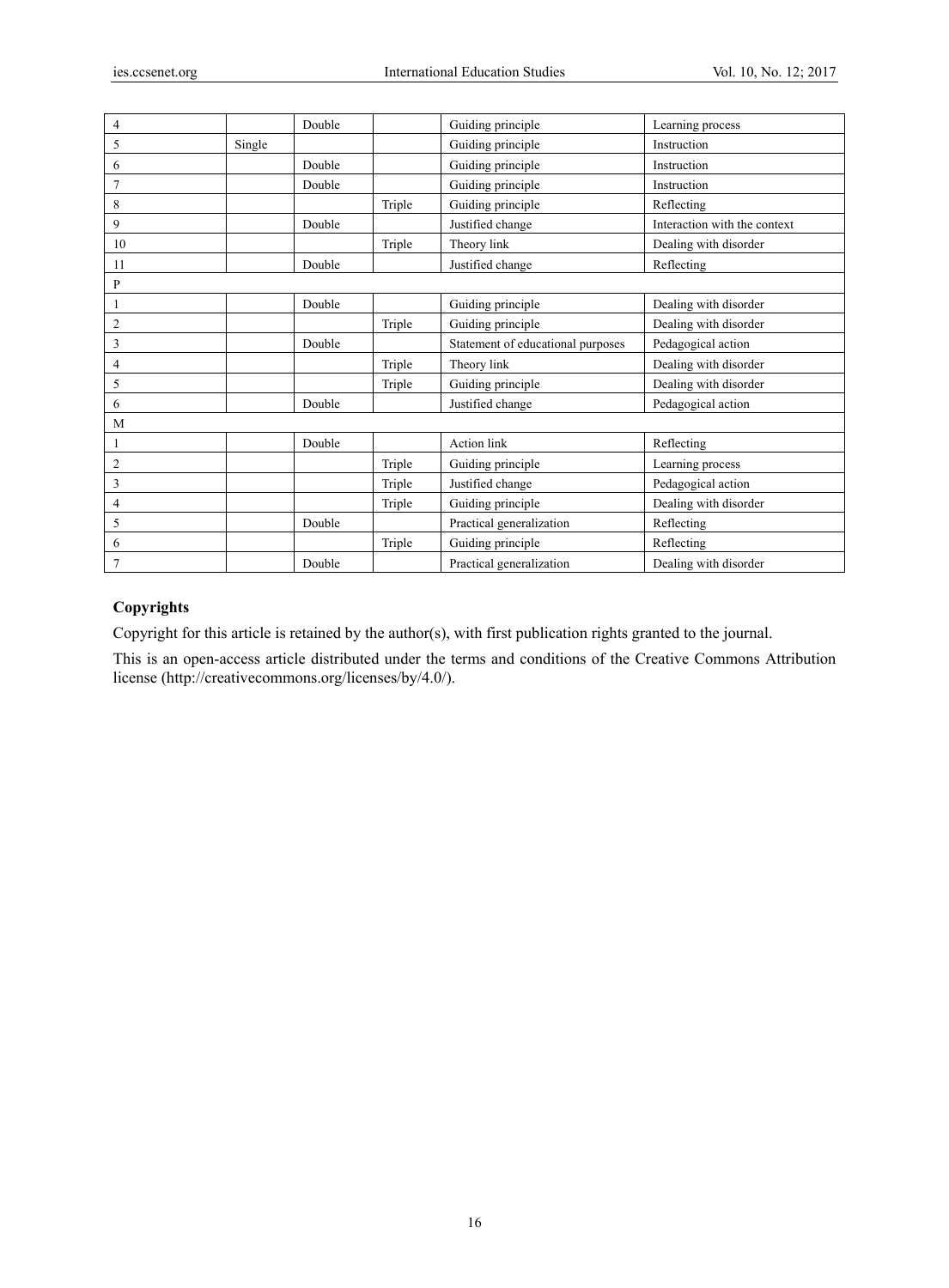| | | | | | |
|---|---|---|---|---|---|
| 4 | | Double | | Guiding principle | Learning process |
| 5 | Single | | | Guiding principle | Instruction |
| 6 | | Double | | Guiding principle | Instruction |
| 7 | | Double | | Guiding principle | Instruction |
| 8 | | | Triple | Guiding principle | Reflecting |
| 9 | | Double | | Justified change | Interaction with the context |
| 10 | | | Triple | Theory link | Dealing with disorder |
| 11 | | Double | | Justified change | Reflecting |
| P | | | | | |
| 1 | | Double | | Guiding principle | Dealing with disorder |
| 2 | | | Triple | Guiding principle | Dealing with disorder |
| 3 | | Double | | Statement of educational purposes | Pedagogical action |
| 4 | | | Triple | Theory link | Dealing with disorder |
| 5 | | | Triple | Guiding principle | Dealing with disorder |
| 6 | | Double | | Justified change | Pedagogical action |
| M | | | | | |
| 1 | | Double | | Action link | Reflecting |
| 2 | | | Triple | Guiding principle | Learning process |
| 3 | | | Triple | Justified change | Pedagogical action |
| 4 | | | Triple | Guiding principle | Dealing with disorder |
| 5 | | Double | | Practical generalization | Reflecting |
| 6 | | | Triple | Guiding principle | Reflecting |
| 7 | | Double | | Practical generalization | Dealing with disorder |

## Copyrights

Copyright for this article is retained by the author(s), with first publication rights granted to the journal.

This is an open-access article distributed under the terms and conditions of the Creative Commons Attribution license (http://creativecommons.org/licenses/by/4.0/).